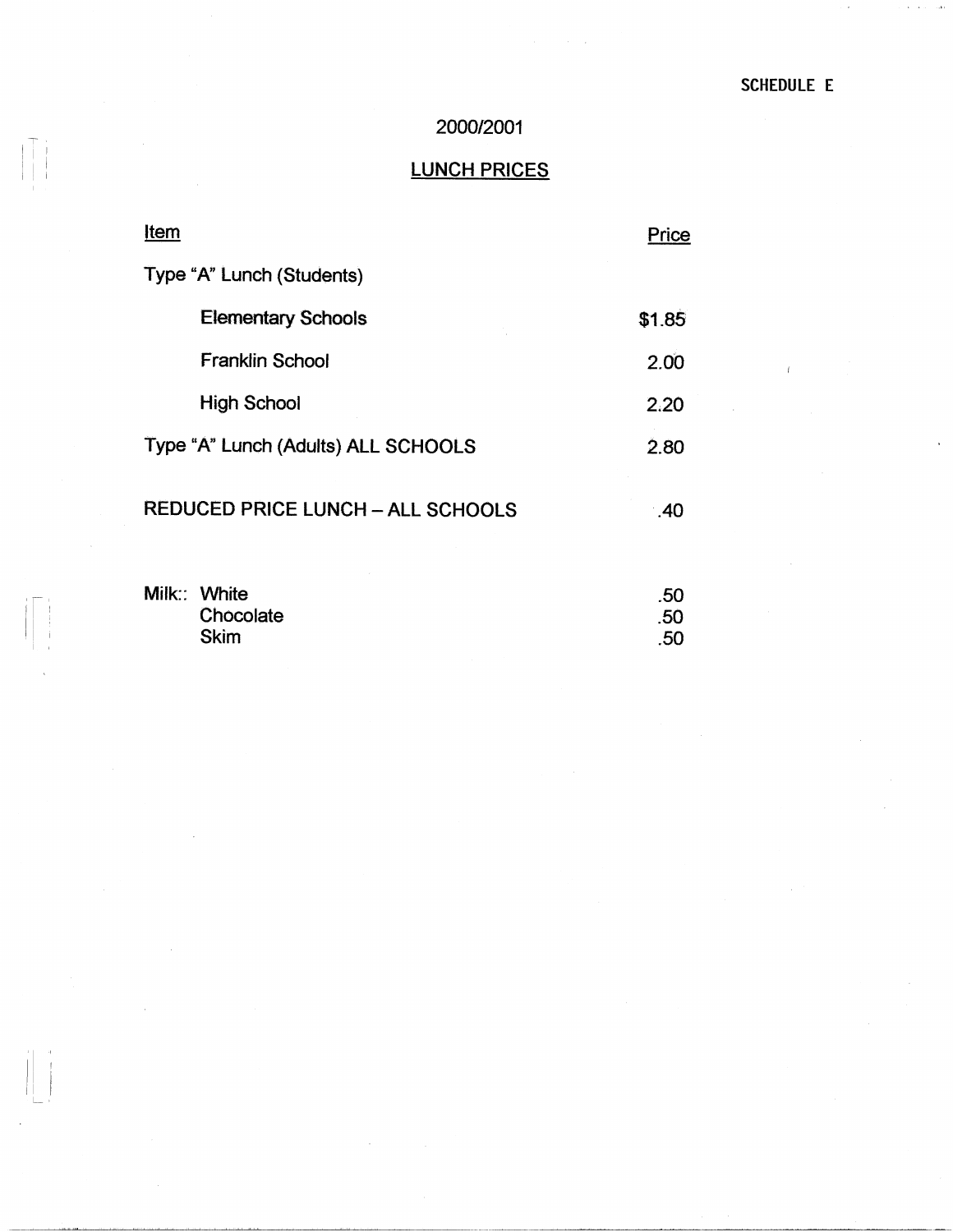SCHEDULE E

## 2000/2001

## LUNCH PRICES

| Item | Price |
|---|---|
| Type "A" Lunch (Students) | |
| Elementary Schools | $1.85 |
| Franklin School | 2.00 |
| High School | 2.20 |
| Type "A" Lunch (Adults) ALL SCHOOLS | 2.80 |
| REDUCED PRICE LUNCH – ALL SCHOOLS | .40 |
| Milk:: White | .50 |
| Chocolate | .50 |
| Skim | .50 |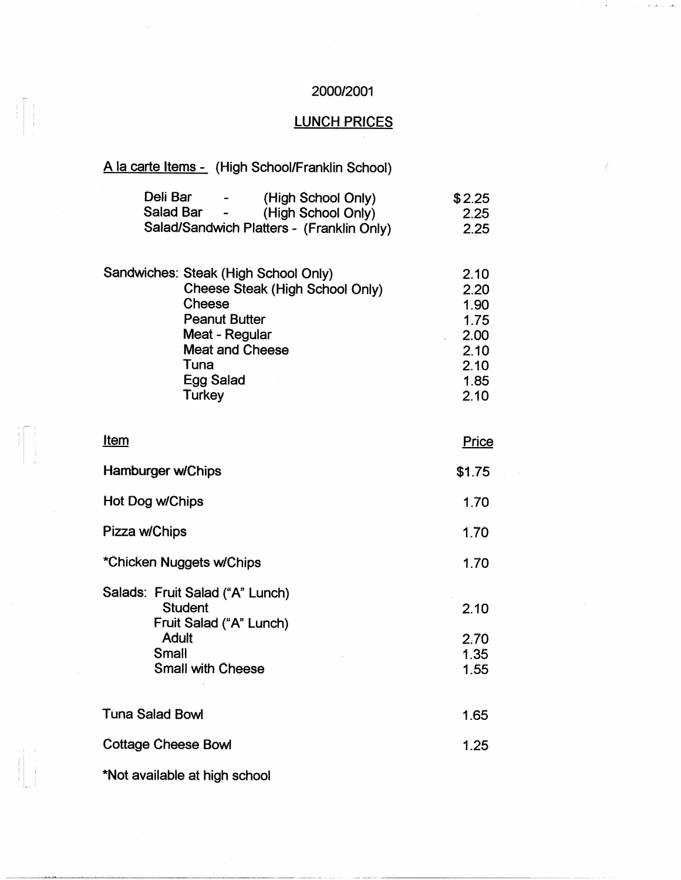2000/2001

## LUNCH PRICES

A la carte Items - (High School/Franklin School)

| Item | | Price |
|---|---|---|
| Deli Bar | - (High School Only) | $2.25 |
| Salad Bar | - (High School Only) | 2.25 |
| Salad/Sandwich Platters | - (Franklin Only) | 2.25 |

| Sandwiches | | Price |
|---|---|---|
| Sandwiches: | Steak (High School Only) | 2.10 |
| | Cheese Steak (High School Only) | 2.20 |
| | Cheese | 1.90 |
| | Peanut Butter | 1.75 |
| | Meat - Regular | 2.00 |
| | Meat and Cheese | 2.10 |
| | Tuna | 2.10 |
| | Egg Salad | 1.85 |
| | Turkey | 2.10 |

| Item | Price |
|---|---|
| Hamburger w/Chips | $1.75 |
| Hot Dog w/Chips | 1.70 |
| Pizza w/Chips | 1.70 |
| *Chicken Nuggets w/Chips | 1.70 |
| Salads: Fruit Salad ("A" Lunch) Student | 2.10 |
| Fruit Salad ("A" Lunch) Adult | 2.70 |
| Small | 1.35 |
| Small with Cheese | 1.55 |
| Tuna Salad Bowl | 1.65 |
| Cottage Cheese Bowl | 1.25 |

*Not available at high school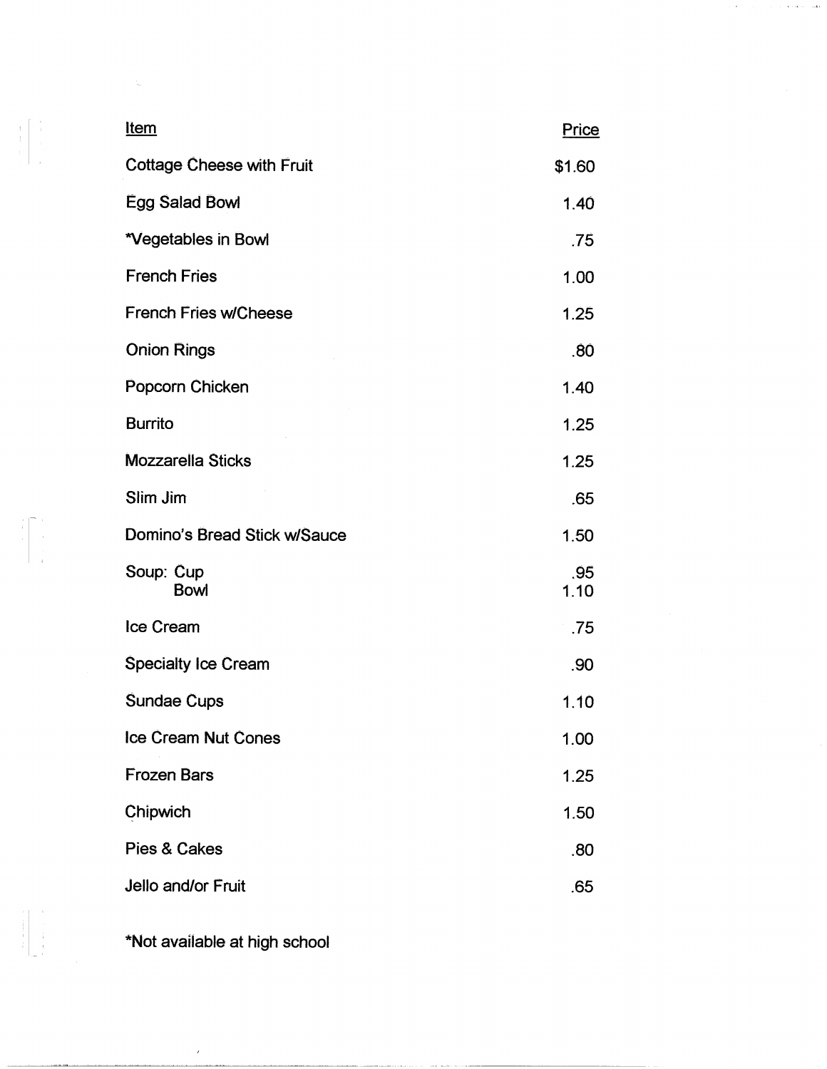| Item | Price |
|---|---|
| Cottage Cheese with Fruit | $1.60 |
| Egg Salad Bowl | 1.40 |
| *Vegetables in Bowl | .75 |
| French Fries | 1.00 |
| French Fries w/Cheese | 1.25 |
| Onion Rings | .80 |
| Popcorn Chicken | 1.40 |
| Burrito | 1.25 |
| Mozzarella Sticks | 1.25 |
| Slim Jim | .65 |
| Domino's Bread Stick w/Sauce | 1.50 |
| Soup: Cup | .95 |
| Bowl | 1.10 |
| Ice Cream | .75 |
| Specialty Ice Cream | .90 |
| Sundae Cups | 1.10 |
| Ice Cream Nut Cones | 1.00 |
| Frozen Bars | 1.25 |
| Chipwich | 1.50 |
| Pies & Cakes | .80 |
| Jello and/or Fruit | .65 |

*Not available at high school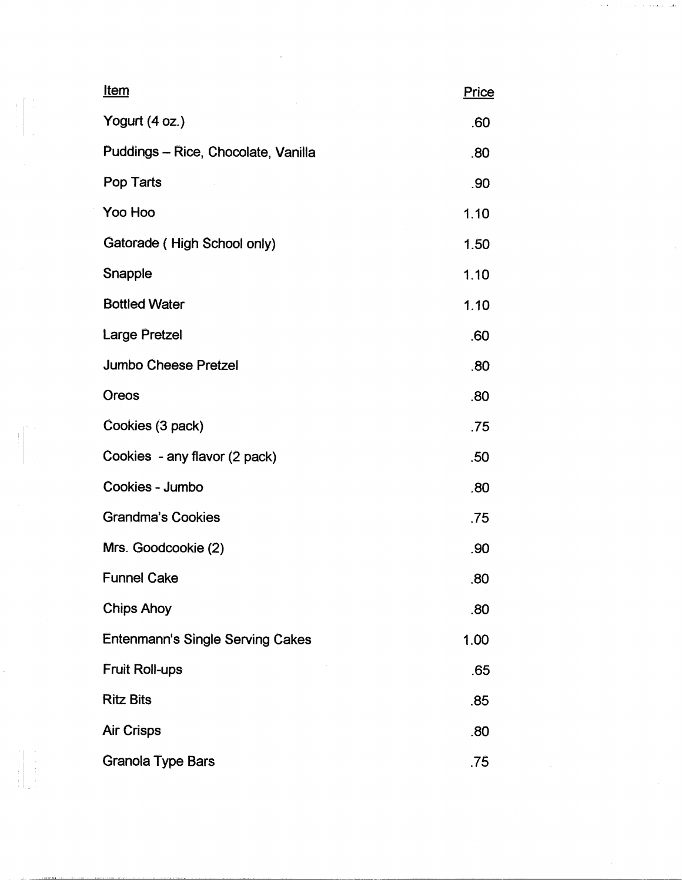| Item | Price |
|---|---|
| Yogurt (4 oz.) | .60 |
| Puddings – Rice, Chocolate, Vanilla | .80 |
| Pop Tarts | .90 |
| Yoo Hoo | 1.10 |
| Gatorade ( High School only) | 1.50 |
| Snapple | 1.10 |
| Bottled Water | 1.10 |
| Large Pretzel | .60 |
| Jumbo Cheese Pretzel | .80 |
| Oreos | .80 |
| Cookies (3 pack) | .75 |
| Cookies - any flavor (2 pack) | .50 |
| Cookies - Jumbo | .80 |
| Grandma's Cookies | .75 |
| Mrs. Goodcookie (2) | .90 |
| Funnel Cake | .80 |
| Chips Ahoy | .80 |
| Entenmann's Single Serving Cakes | 1.00 |
| Fruit Roll-ups | .65 |
| Ritz Bits | .85 |
| Air Crisps | .80 |
| Granola Type Bars | .75 |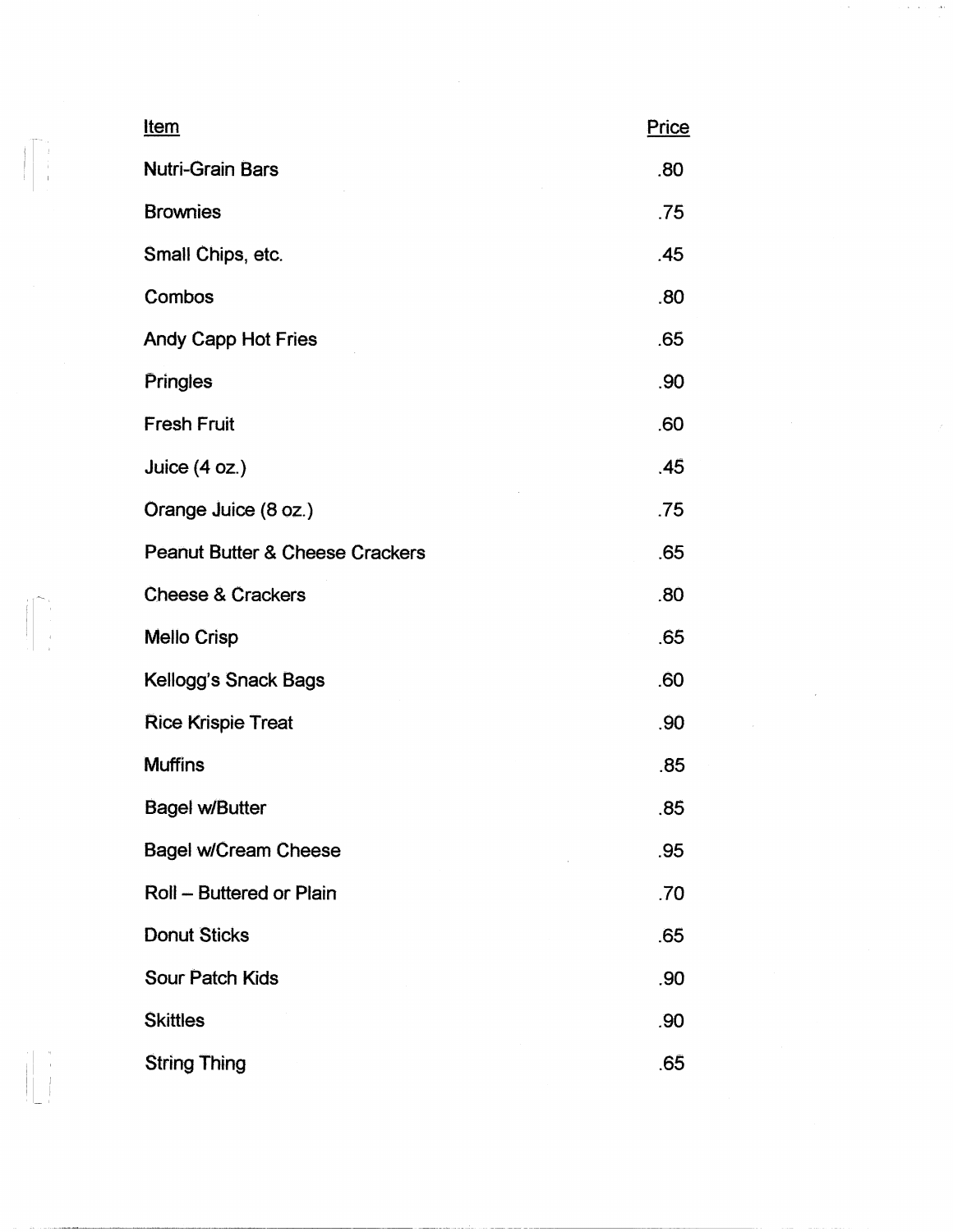| Item | Price |
|---|---|
| Nutri-Grain Bars | .80 |
| Brownies | .75 |
| Small Chips, etc. | .45 |
| Combos | .80 |
| Andy Capp Hot Fries | .65 |
| Pringles | .90 |
| Fresh Fruit | .60 |
| Juice (4 oz.) | .45 |
| Orange Juice (8 oz.) | .75 |
| Peanut Butter & Cheese Crackers | .65 |
| Cheese & Crackers | .80 |
| Mello Crisp | .65 |
| Kellogg's Snack Bags | .60 |
| Rice Krispie Treat | .90 |
| Muffins | .85 |
| Bagel w/Butter | .85 |
| Bagel w/Cream Cheese | .95 |
| Roll – Buttered or Plain | .70 |
| Donut Sticks | .65 |
| Sour Patch Kids | .90 |
| Skittles | .90 |
| String Thing | .65 |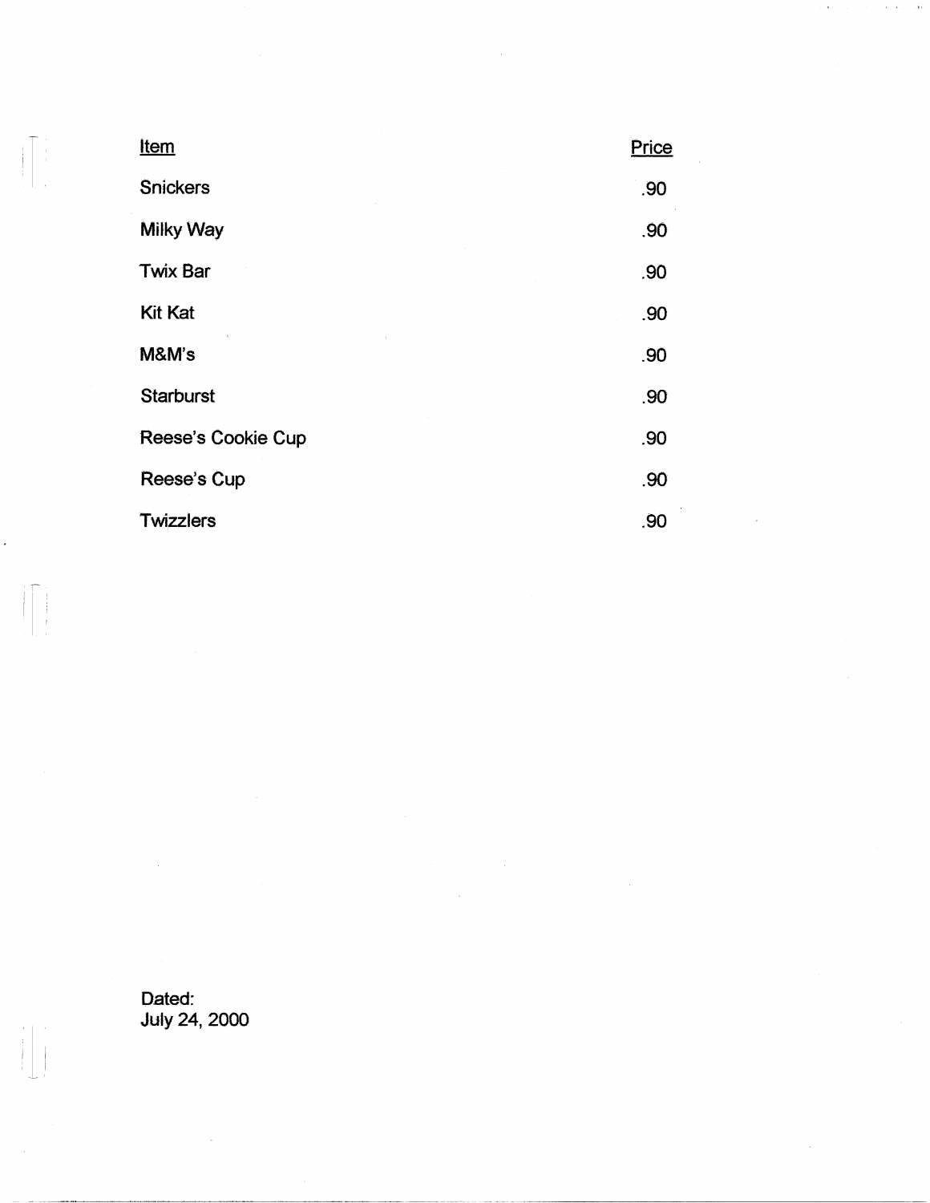| Item | Price |
|---|---|
| Snickers | .90 |
| Milky Way | .90 |
| Twix Bar | .90 |
| Kit Kat | .90 |
| M&M's | .90 |
| Starburst | .90 |
| Reese's Cookie Cup | .90 |
| Reese's Cup | .90 |
| Twizzlers | .90 |

Dated:
July 24, 2000